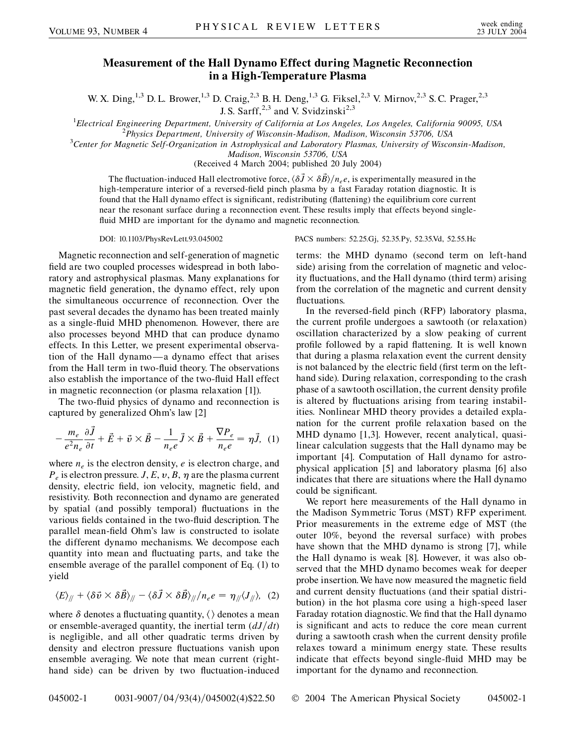# Measurement of the Hall Dynamo Effect during Magnetic Reconnection in a High-Temperature Plasma

W. X. Ding,[1,3] D. L. Brower,[1,3] D. Craig,[2,3] B. H. Deng,[1,3] G. Fiksel,[2,3] V. Mirnov,[2,3] S. C. Prager,[2,3] J. S. Sarff,[2,3] and V. Svidzinski[2,3]

[1]*Electrical Engineering Department, University of California at Los Angeles, Los Angeles, California 90095, USA*
[2]*Physics Department, University of Wisconsin-Madison, Madison, Wisconsin 53706, USA*
[3]*Center for Magnetic Self-Organization in Astrophysical and Laboratory Plasmas, University of Wisconsin-Madison, Madison, Wisconsin 53706, USA*

(Received 4 March 2004; published 20 July 2004)

The fluctuation-induced Hall electromotive force, $\langle \delta \vec{J} \times \delta \vec{B} \rangle / n_e e$, is experimentally measured in the high-temperature interior of a reversed-field pinch plasma by a fast Faraday rotation diagnostic. It is found that the Hall dynamo effect is significant, redistributing (flattening) the equilibrium core current near the resonant surface during a reconnection event. These results imply that effects beyond single-fluid MHD are important for the dynamo and magnetic reconnection.

DOI: 10.1103/PhysRevLett.93.045002 PACS numbers: 52.25.Gj, 52.35.Py, 52.35.Vd, 52.55.Hc

Magnetic reconnection and self-generation of magnetic field are two coupled processes widespread in both laboratory and astrophysical plasmas. Many explanations for magnetic field generation, the dynamo effect, rely upon the simultaneous occurrence of reconnection. Over the past several decades the dynamo has been treated mainly as a single-fluid MHD phenomenon. However, there are also processes beyond MHD that can produce dynamo effects. In this Letter, we present experimental observation of the Hall dynamo—a dynamo effect that arises from the Hall term in two-fluid theory. The observations also establish the importance of the two-fluid Hall effect in magnetic reconnection (or plasma relaxation [1]).

The two-fluid physics of dynamo and reconnection is captured by generalized Ohm's law [2]

$$-\frac{m_e}{e^2 n_e}\frac{\partial \vec{J}}{\partial t} + \vec{E} + \vec{v} \times \vec{B} - \frac{1}{n_e e}\vec{J} \times \vec{B} + \frac{\nabla P_e}{n_e e} = \eta \vec{J}, \quad (1)$$

where $n_e$ is the electron density, $e$ is electron charge, and $P_e$ is electron pressure. $J$, $E$, $v$, $B$, $\eta$ are the plasma current density, electric field, ion velocity, magnetic field, and resistivity. Both reconnection and dynamo are generated by spatial (and possibly temporal) fluctuations in the various fields contained in the two-fluid description. The parallel mean-field Ohm's law is constructed to isolate the different dynamo mechanisms. We decompose each quantity into mean and fluctuating parts, and take the ensemble average of the parallel component of Eq. (1) to yield

$$\langle E \rangle_{/\!/} + \langle \delta \vec{v} \times \delta \vec{B} \rangle_{/\!/} - \langle \delta \vec{J} \times \delta \vec{B} \rangle_{/\!/} / n_e e = \eta_{/\!/} \langle J_{/\!/} \rangle, \quad (2)$$

where $\delta$ denotes a fluctuating quantity, $\langle \rangle$ denotes a mean or ensemble-averaged quantity, the inertial term ($dJ/dt$) is negligible, and all other quadratic terms driven by density and electron pressure fluctuations vanish upon ensemble averaging. We note that mean current (right-hand side) can be driven by two fluctuation-induced terms: the MHD dynamo (second term on left-hand side) arising from the correlation of magnetic and velocity fluctuations, and the Hall dynamo (third term) arising from the correlation of the magnetic and current density fluctuations.

In the reversed-field pinch (RFP) laboratory plasma, the current profile undergoes a sawtooth (or relaxation) oscillation characterized by a slow peaking of current profile followed by a rapid flattening. It is well known that during a plasma relaxation event the current density is not balanced by the electric field (first term on the left-hand side). During relaxation, corresponding to the crash phase of a sawtooth oscillation, the current density profile is altered by fluctuations arising from tearing instabilities. Nonlinear MHD theory provides a detailed explanation for the current profile relaxation based on the MHD dynamo [1,3]. However, recent analytical, quasilinear calculation suggests that the Hall dynamo may be important [4]. Computation of Hall dynamo for astrophysical application [5] and laboratory plasma [6] also indicates that there are situations where the Hall dynamo could be significant.

We report here measurements of the Hall dynamo in the Madison Symmetric Torus (MST) RFP experiment. Prior measurements in the extreme edge of MST (the outer 10%, beyond the reversal surface) with probes have shown that the MHD dynamo is strong [7], while the Hall dynamo is weak [8]. However, it was also observed that the MHD dynamo becomes weak for deeper probe insertion. We have now measured the magnetic field and current density fluctuations (and their spatial distribution) in the hot plasma core using a high-speed laser Faraday rotation diagnostic. We find that the Hall dynamo is significant and acts to reduce the core mean current during a sawtooth crash when the current density profile relaxes toward a minimum energy state. These results indicate that effects beyond single-fluid MHD may be important for the dynamo and reconnection.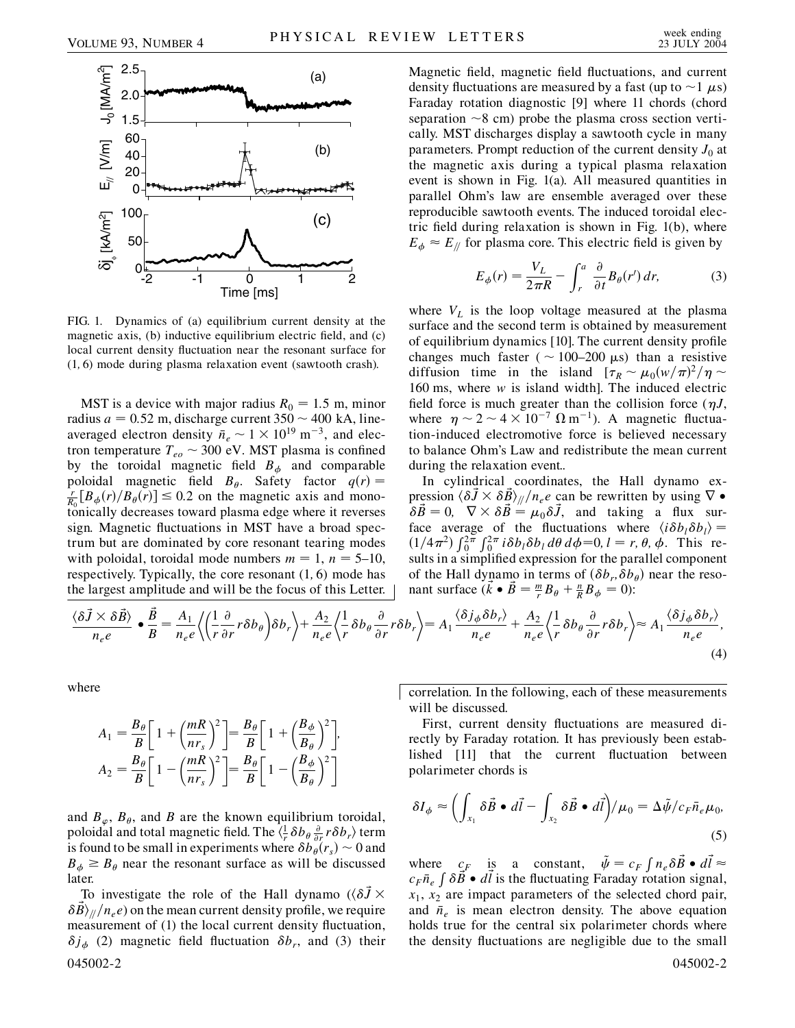FIG. 1. Dynamics of (a) equilibrium current density at the magnetic axis, (b) inductive equilibrium electric field, and (c) local current density fluctuation near the resonant surface for (1, 6) mode during plasma relaxation event (sawtooth crash).

MST is a device with major radius $R_0 = 1.5$ m, minor radius $a = 0.52$ m, discharge current $350 \sim 400$ kA, line-averaged electron density $\bar{n}_e \sim 1 \times 10^{19}$ m$^{-3}$, and electron temperature $T_{eo} \sim 300$ eV. MST plasma is confined by the toroidal magnetic field $B_\phi$ and comparable poloidal magnetic field $B_\theta$. Safety factor $q(r) = \frac{r}{R_0}[B_\phi(r)/B_\theta(r)] \leq 0.2$ on the magnetic axis and monotonically decreases toward plasma edge where it reverses sign. Magnetic fluctuations in MST have a broad spectrum but are dominated by core resonant tearing modes with poloidal, toroidal mode numbers $m = 1$, $n = 5$–$10$, respectively. Typically, the core resonant (1, 6) mode has the largest amplitude and will be the focus of this Letter.

Magnetic field, magnetic field fluctuations, and current density fluctuations are measured by a fast (up to $\sim 1$ $\mu$s) Faraday rotation diagnostic [9] where 11 chords (chord separation $\sim 8$ cm) probe the plasma cross section vertically. MST discharges display a sawtooth cycle in many parameters. Prompt reduction of the current density $J_0$ at the magnetic axis during a typical plasma relaxation event is shown in Fig. 1(a). All measured quantities in parallel Ohm's law are ensemble averaged over these reproducible sawtooth events. The induced toroidal electric field during relaxation is shown in Fig. 1(b), where $E_\phi \approx E_{/\!/}$ for plasma core. This electric field is given by

$$E_\phi(r) = \frac{V_L}{2\pi R} - \int_r^a \frac{\partial}{\partial t} B_\theta(r')\, dr, \tag{3}$$

where $V_L$ is the loop voltage measured at the plasma surface and the second term is obtained by measurement of equilibrium dynamics [10]. The current density profile changes much faster ($\sim 100$–$200$ $\mu$s) than a resistive diffusion time in the island [$\tau_R \sim \mu_0(w/\pi)^2/\eta \sim 160$ ms, where $w$ is island width]. The induced electric field force is much greater than the collision force ($\eta J$, where $\eta \sim 2 \sim 4 \times 10^{-7}$ $\Omega$ m$^{-1}$). A magnetic fluctuation-induced electromotive force is believed necessary to balance Ohm's Law and redistribute the mean current during the relaxation event..

In cylindrical coordinates, the Hall dynamo expression $\langle \delta\vec{J} \times \delta\vec{B} \rangle_{/\!/}/n_e e$ can be rewritten by using $\nabla \bullet \delta\vec{B} = 0$, $\nabla \times \delta\vec{B} = \mu_0 \delta\vec{J}$, and taking a flux surface average of the fluctuations where $\langle i\delta b_l \delta b_l \rangle = (1/4\pi^2)\int_0^{2\pi}\int_0^{2\pi} i\delta b_l \delta b_l \, d\theta\, d\phi = 0$, $l = r, \theta, \phi$. This results in a simplified expression for the parallel component of the Hall dynamo in terms of $(\delta b_r, \delta b_\theta)$ near the resonant surface ($\vec{k} \bullet \vec{B} = \frac{m}{r} B_\theta + \frac{n}{R} B_\phi = 0$):

$$\frac{\langle \delta\vec{J} \times \delta\vec{B} \rangle}{n_e e} \bullet \frac{\vec{B}}{B} = \frac{A_1}{n_e e}\left\langle \left(\frac{1}{r}\frac{\partial}{\partial r} r\delta b_\theta\right)\delta b_r \right\rangle + \frac{A_2}{n_e e}\left\langle \frac{1}{r}\delta b_\theta \frac{\partial}{\partial r} r\delta b_r \right\rangle = A_1 \frac{\langle \delta j_\phi \delta b_r \rangle}{n_e e} + \frac{A_2}{n_e e}\left\langle \frac{1}{r}\delta b_\theta \frac{\partial}{\partial r} r\delta b_r \right\rangle \approx A_1 \frac{\langle \delta j_\phi \delta b_r \rangle}{n_e e}, \tag{4}$$

where

$$A_1 = \frac{B_\theta}{B}\left[1 + \left(\frac{mR}{nr_s}\right)^2\right] = \frac{B_\theta}{B}\left[1 + \left(\frac{B_\phi}{B_\theta}\right)^2\right],$$
$$A_2 = \frac{B_\theta}{B}\left[1 - \left(\frac{mR}{nr_s}\right)^2\right] = \frac{B_\theta}{B}\left[1 - \left(\frac{B_\phi}{B_\theta}\right)^2\right]$$

and $B_\varphi$, $B_\theta$, and $B$ are the known equilibrium toroidal, poloidal and total magnetic field. The $\langle \frac{1}{r}\delta b_\theta \frac{\partial}{\partial r} r\delta b_r \rangle$ term is found to be small in experiments where $\delta b_\theta(r_s) \sim 0$ and $B_\phi \geq B_\theta$ near the resonant surface as will be discussed later.

To investigate the role of the Hall dynamo ($\langle \delta\vec{J} \times \delta\vec{B} \rangle_{/\!/}/n_e e$) on the mean current density profile, we require measurement of (1) the local current density fluctuation, $\delta j_\phi$ (2) magnetic field fluctuation $\delta b_r$, and (3) their correlation. In the following, each of these measurements will be discussed.

First, current density fluctuations are measured directly by Faraday rotation. It has previously been established [11] that the current fluctuation between polarimeter chords is

$$\delta I_\phi \approx \left(\int_{x_1} \delta\vec{B} \bullet d\vec{l} - \int_{x_2} \delta\vec{B} \bullet d\vec{l}\right)\Big/\mu_0 = \Delta\tilde{\psi}/c_F \bar{n}_e \mu_0, \tag{5}$$

where $c_F$ is a constant, $\tilde{\psi} = c_F \int n_e \delta\vec{B} \bullet d\vec{l} \approx c_F \bar{n}_e \int \delta\vec{B} \bullet d\vec{l}$ is the fluctuating Faraday rotation signal, $x_1$, $x_2$ are impact parameters of the selected chord pair, and $\bar{n}_e$ is mean electron density. The above equation holds true for the central six polarimeter chords where the density fluctuations are negligible due to the small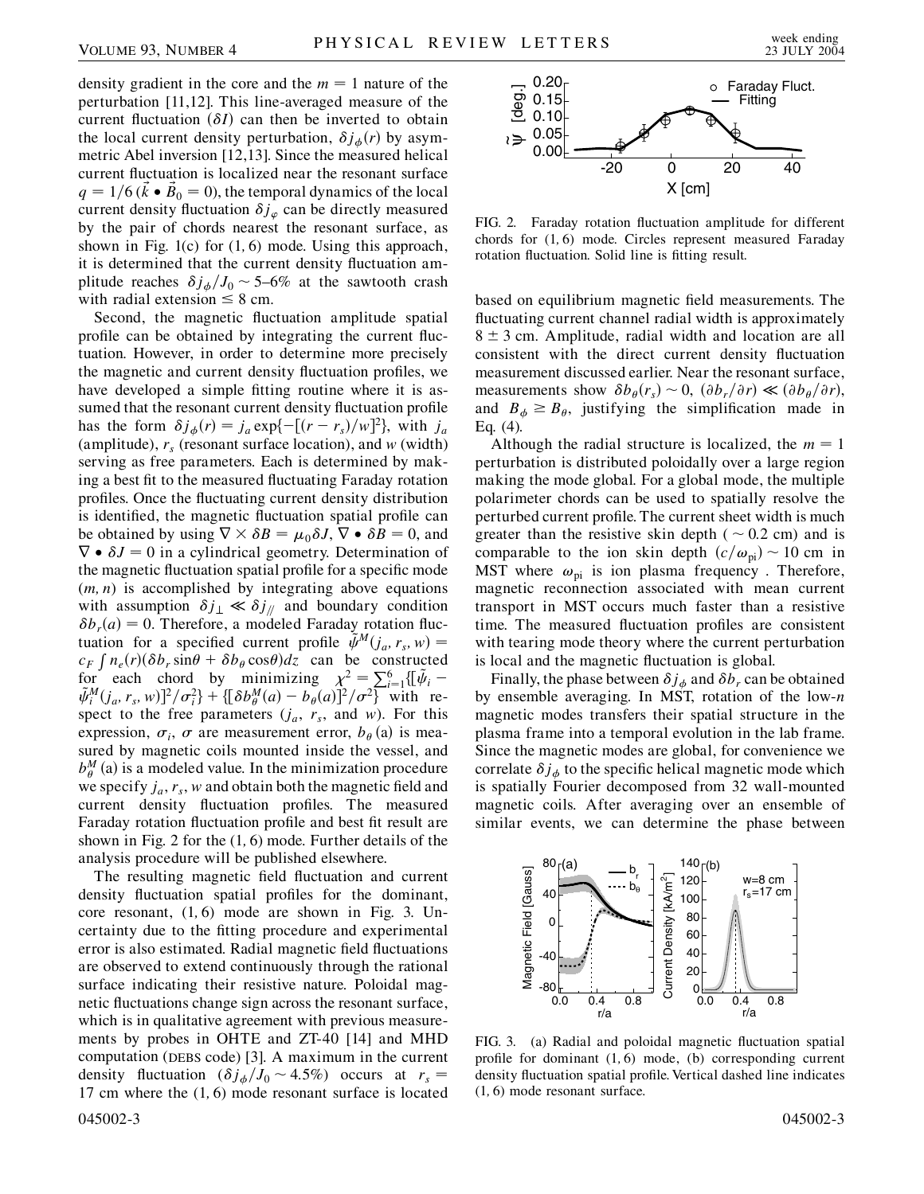density gradient in the core and the $m = 1$ nature of the perturbation [11,12]. This line-averaged measure of the current fluctuation ($\delta I$) can then be inverted to obtain the local current density perturbation, $\delta j_\phi(r)$ by asymmetric Abel inversion [12,13]. Since the measured helical current fluctuation is localized near the resonant surface $q = 1/6$ ($\vec{k} \bullet \vec{B}_0 = 0$), the temporal dynamics of the local current density fluctuation $\delta j_\varphi$ can be directly measured by the pair of chords nearest the resonant surface, as shown in Fig. 1(c) for (1, 6) mode. Using this approach, it is determined that the current density fluctuation amplitude reaches $\delta j_\phi / J_0 \sim 5$–6% at the sawtooth crash with radial extension $\leq 8$ cm.

Second, the magnetic fluctuation amplitude spatial profile can be obtained by integrating the current fluctuation. However, in order to determine more precisely the magnetic and current density fluctuation profiles, we have developed a simple fitting routine where it is assumed that the resonant current density fluctuation profile has the form $\delta j_\phi(r) = j_a \exp\{-[(r - r_s)/w]^2\}$, with $j_a$ (amplitude), $r_s$ (resonant surface location), and $w$ (width) serving as free parameters. Each is determined by making a best fit to the measured fluctuating Faraday rotation profiles. Once the fluctuating current density distribution is identified, the magnetic fluctuation spatial profile can be obtained by using $\nabla \times \delta B = \mu_0 \delta J$, $\nabla \bullet \delta B = 0$, and $\nabla \bullet \delta J = 0$ in a cylindrical geometry. Determination of the magnetic fluctuation spatial profile for a specific mode $(m, n)$ is accomplished by integrating above equations with assumption $\delta j_\perp \ll \delta j_\parallel$ and boundary condition $\delta b_r(a) = 0$. Therefore, a modeled Faraday rotation fluctuation for a specified current profile $\tilde{\psi}^M(j_a, r_s, w) = c_F \int n_e(r)(\delta b_r \sin\theta + \delta b_\theta \cos\theta) dz$ can be constructed for each chord by minimizing $\chi^2 = \sum_{i=1}^{6} \{[\tilde{\psi}_i - \tilde{\psi}_i^M(j_a, r_s, w)]^2/\sigma_i^2\} + \{[\delta b_\theta^M(a) - b_\theta(a)]^2/\sigma^2\}$ with respect to the free parameters ($j_a$, $r_s$, and $w$). For this expression, $\sigma_i$, $\sigma$ are measurement error, $b_\theta$ (a) is measured by magnetic coils mounted inside the vessel, and $b_\theta^M$ (a) is a modeled value. In the minimization procedure we specify $j_a$, $r_s$, $w$ and obtain both the magnetic field and current density fluctuation profiles. The measured Faraday rotation fluctuation profile and best fit result are shown in Fig. 2 for the (1, 6) mode. Further details of the analysis procedure will be published elsewhere.

The resulting magnetic field fluctuation and current density fluctuation spatial profiles for the dominant, core resonant, (1, 6) mode are shown in Fig. 3. Uncertainty due to the fitting procedure and experimental error is also estimated. Radial magnetic field fluctuations are observed to extend continuously through the rational surface indicating their resistive nature. Poloidal magnetic fluctuations change sign across the resonant surface, which is in qualitative agreement with previous measurements by probes in OHTE and ZT-40 [14] and MHD computation (DEBS code) [3]. A maximum in the current density fluctuation ($\delta j_\phi / J_0 \sim 4.5\%$) occurs at $r_s = 17$ cm where the (1, 6) mode resonant surface is located based on equilibrium magnetic field measurements. The fluctuating current channel radial width is approximately $8 \pm 3$ cm. Amplitude, radial width and location are all consistent with the direct current density fluctuation measurement discussed earlier. Near the resonant surface, measurements show $\delta b_\theta(r_s) \sim 0$, $(\partial b_r/\partial r) \ll (\partial b_\theta/\partial r)$, and $B_\phi \geq B_\theta$, justifying the simplification made in Eq. (4).

FIG. 2. Faraday rotation fluctuation amplitude for different chords for (1, 6) mode. Circles represent measured Faraday rotation fluctuation. Solid line is fitting result.

Although the radial structure is localized, the $m = 1$ perturbation is distributed poloidally over a large region making the mode global. For a global mode, the multiple polarimeter chords can be used to spatially resolve the perturbed current profile. The current sheet width is much greater than the resistive skin depth ($\sim 0.2$ cm) and is comparable to the ion skin depth ($c/\omega_{pi}$) $\sim 10$ cm in MST where $\omega_{pi}$ is ion plasma frequency. Therefore, magnetic reconnection associated with mean current transport in MST occurs much faster than a resistive time. The measured fluctuation profiles are consistent with tearing mode theory where the current perturbation is local and the magnetic fluctuation is global.

Finally, the phase between $\delta j_\phi$ and $\delta b_r$ can be obtained by ensemble averaging. In MST, rotation of the low-$n$ magnetic modes transfers their spatial structure in the plasma frame into a temporal evolution in the lab frame. Since the magnetic modes are global, for convenience we correlate $\delta j_\phi$ to the specific helical magnetic mode which is spatially Fourier decomposed from 32 wall-mounted magnetic coils. After averaging over an ensemble of similar events, we can determine the phase between

FIG. 3. (a) Radial and poloidal magnetic fluctuation spatial profile for dominant (1, 6) mode, (b) corresponding current density fluctuation spatial profile. Vertical dashed line indicates (1, 6) mode resonant surface.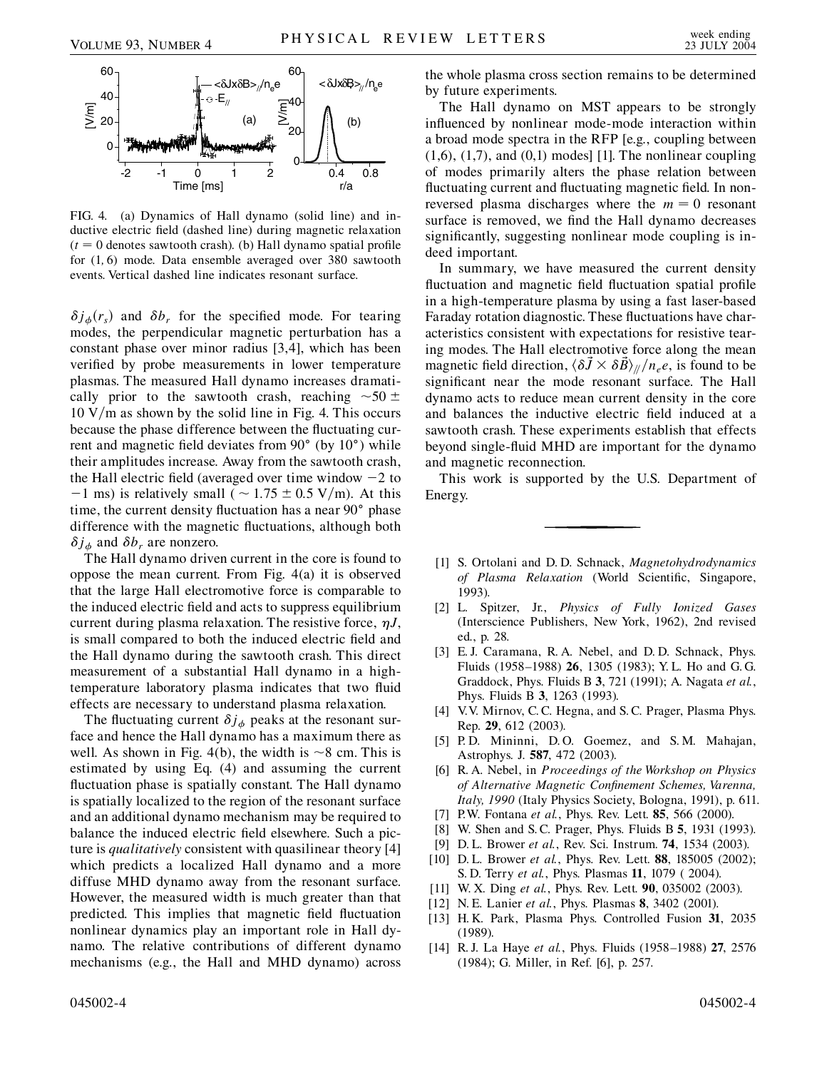60
40
20
0
[V/m]
-2 -1 0 1 2
Time [ms]
$<\delta J x \delta B>_{//}/n_e e$
$-E_{//}$
(a)

60
40
20
0
[V/m]
0.4 0.8
r/a
$<\delta J x \delta B>_{//}/n_e e$
(b)

FIG. 4. (a) Dynamics of Hall dynamo (solid line) and inductive electric field (dashed line) during magnetic relaxation ($t = 0$ denotes sawtooth crash). (b) Hall dynamo spatial profile for (1, 6) mode. Data ensemble averaged over 380 sawtooth events. Vertical dashed line indicates resonant surface.

$\delta j_\phi(r_s)$ and $\delta b_r$ for the specified mode. For tearing modes, the perpendicular magnetic perturbation has a constant phase over minor radius [3,4], which has been verified by probe measurements in lower temperature plasmas. The measured Hall dynamo increases dramatically prior to the sawtooth crash, reaching $\sim 50 \pm 10$ V/m as shown by the solid line in Fig. 4. This occurs because the phase difference between the fluctuating current and magnetic field deviates from 90° (by 10°) while their amplitudes increase. Away from the sawtooth crash, the Hall electric field (averaged over time window $-2$ to $-1$ ms) is relatively small ($\sim 1.75 \pm 0.5$ V/m). At this time, the current density fluctuation has a near 90° phase difference with the magnetic fluctuations, although both $\delta j_\phi$ and $\delta b_r$ are nonzero.

The Hall dynamo driven current in the core is found to oppose the mean current. From Fig. 4(a) it is observed that the large Hall electromotive force is comparable to the induced electric field and acts to suppress equilibrium current during plasma relaxation. The resistive force, $\eta J$, is small compared to both the induced electric field and the Hall dynamo during the sawtooth crash. This direct measurement of a substantial Hall dynamo in a high-temperature laboratory plasma indicates that two fluid effects are necessary to understand plasma relaxation.

The fluctuating current $\delta j_\phi$ peaks at the resonant surface and hence the Hall dynamo has a maximum there as well. As shown in Fig. 4(b), the width is $\sim 8$ cm. This is estimated by using Eq. (4) and assuming the current fluctuation phase is spatially constant. The Hall dynamo is spatially localized to the region of the resonant surface and an additional dynamo mechanism may be required to balance the induced electric field elsewhere. Such a picture is *qualitatively* consistent with quasilinear theory [4] which predicts a localized Hall dynamo and a more diffuse MHD dynamo away from the resonant surface. However, the measured width is much greater than that predicted. This implies that magnetic field fluctuation nonlinear dynamics play an important role in Hall dynamo. The relative contributions of different dynamo mechanisms (e.g., the Hall and MHD dynamo) across the whole plasma cross section remains to be determined by future experiments.

The Hall dynamo on MST appears to be strongly influenced by nonlinear mode-mode interaction within a broad mode spectra in the RFP [e.g., coupling between (1,6), (1,7), and (0,1) modes] [1]. The nonlinear coupling of modes primarily alters the phase relation between fluctuating current and fluctuating magnetic field. In nonreversed plasma discharges where the $m = 0$ resonant surface is removed, we find the Hall dynamo decreases significantly, suggesting nonlinear mode coupling is indeed important.

In summary, we have measured the current density fluctuation and magnetic field fluctuation spatial profile in a high-temperature plasma by using a fast laser-based Faraday rotation diagnostic. These fluctuations have characteristics consistent with expectations for resistive tearing modes. The Hall electromotive force along the mean magnetic field direction, $\langle \delta \vec{J} \times \delta \vec{B} \rangle_{//}/n_e e$, is found to be significant near the mode resonant surface. The Hall dynamo acts to reduce mean current density in the core and balances the inductive electric field induced at a sawtooth crash. These experiments establish that effects beyond single-fluid MHD are important for the dynamo and magnetic reconnection.

This work is supported by the U.S. Department of Energy.

---

[1] S. Ortolani and D. D. Schnack, *Magnetohydrodynamics of Plasma Relaxation* (World Scientific, Singapore, 1993).

[2] L. Spitzer, Jr., *Physics of Fully Ionized Gases* (Interscience Publishers, New York, 1962), 2nd revised ed., p. 28.

[3] E. J. Caramana, R. A. Nebel, and D. D. Schnack, Phys. Fluids (1958–1988) **26**, 1305 (1983); Y. L. Ho and G. G. Graddock, Phys. Fluids B **3**, 721 (1991); A. Nagata *et al.*, Phys. Fluids B **3**, 1263 (1993).

[4] V.V. Mirnov, C. C. Hegna, and S. C. Prager, Plasma Phys. Rep. **29**, 612 (2003).

[5] P. D. Mininni, D. O. Goemez, and S. M. Mahajan, Astrophys. J. **587**, 472 (2003).

[6] R. A. Nebel, in *Proceedings of the Workshop on Physics of Alternative Magnetic Confinement Schemes, Varenna, Italy, 1990* (Italy Physics Society, Bologna, 1991), p. 611.

[7] P.W. Fontana *et al.*, Phys. Rev. Lett. **85**, 566 (2000).

[8] W. Shen and S. C. Prager, Phys. Fluids B **5**, 1931 (1993).

[9] D. L. Brower *et al.*, Rev. Sci. Instrum. **74**, 1534 (2003).

[10] D. L. Brower *et al.*, Phys. Rev. Lett. **88**, 185005 (2002); S. D. Terry *et al.*, Phys. Plasmas **11**, 1079 ( 2004).

[11] W. X. Ding *et al.*, Phys. Rev. Lett. **90**, 035002 (2003).

[12] N. E. Lanier *et al.*, Phys. Plasmas **8**, 3402 (2001).

[13] H. K. Park, Plasma Phys. Controlled Fusion **31**, 2035 (1989).

[14] R. J. La Haye *et al.*, Phys. Fluids (1958–1988) **27**, 2576 (1984); G. Miller, in Ref. [6], p. 257.